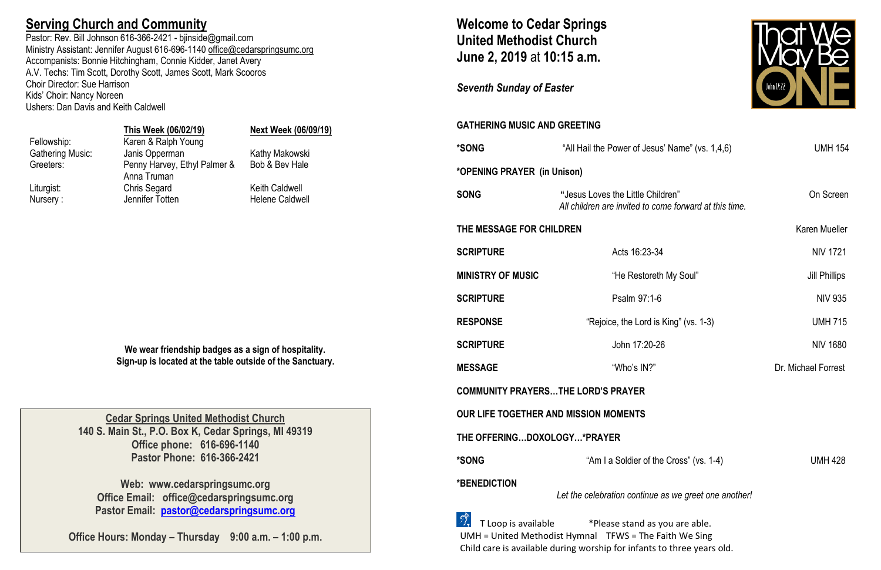## Serving Church and Community

Pastor: Rev. Bill Johnson 616-366-2421 - bjinside@gmail.com
Ministry Assistant: Jennifer August 616-696-1140 office@cedarspringsumc.org
Accompanists: Bonnie Hitchingham, Connie Kidder, Janet Avery
A.V. Techs: Tim Scott, Dorothy Scott, James Scott, Mark Scooros
Choir Director: Sue Harrison
Kids' Choir: Nancy Noreen
Ushers: Dan Davis and Keith Caldwell

| | This Week (06/02/19) | Next Week (06/09/19) |
|---|---|---|
| Fellowship: | Karen & Ralph Young | |
| Gathering Music: | Janis Opperman | Kathy Makowski |
| Greeters: | Penny Harvey, Ethyl Palmer & Anna Truman | Bob & Bev Hale |
| Liturgist: | Chris Segard | Keith Caldwell |
| Nursery : | Jennifer Totten | Helene Caldwell |

**We wear friendship badges as a sign of hospitality.**
**Sign-up is located at the table outside of the Sanctuary.**

**Cedar Springs United Methodist Church**
**140 S. Main St., P.O. Box K, Cedar Springs, MI 49319**
**Office phone: 616-696-1140**
**Pastor Phone: 616-366-2421**

**Web: www.cedarspringsumc.org**
**Office Email: office@cedarspringsumc.org**
**Pastor Email: pastor@cedarspringsumc.org**

**Office Hours: Monday – Thursday 9:00 a.m. – 1:00 p.m.**

# Welcome to Cedar Springs United Methodist Church
## June 2, 2019 at 10:15 a.m.

*Seventh Sunday of Easter*

That We May Be ONE — John 17:22

**GATHERING MUSIC AND GREETING**

| | | |
|---|---|---|
| **\*SONG** | "All Hail the Power of Jesus' Name" (vs. 1,4,6) | UMH 154 |
| **\*OPENING PRAYER (in Unison)** | | |
| **SONG** | "Jesus Loves the Little Children" *All children are invited to come forward at this time.* | On Screen |
| **THE MESSAGE FOR CHILDREN** | | Karen Mueller |
| **SCRIPTURE** | Acts 16:23-34 | NIV 1721 |
| **MINISTRY OF MUSIC** | "He Restoreth My Soul" | Jill Phillips |
| **SCRIPTURE** | Psalm 97:1-6 | NIV 935 |
| **RESPONSE** | "Rejoice, the Lord is King" (vs. 1-3) | UMH 715 |
| **SCRIPTURE** | John 17:20-26 | NIV 1680 |
| **MESSAGE** | "Who's IN?" | Dr. Michael Forrest |
| **COMMUNITY PRAYERS…THE LORD'S PRAYER** | | |
| **OUR LIFE TOGETHER AND MISSION MOMENTS** | | |
| **THE OFFERING…DOXOLOGY…\*PRAYER** | | |
| **\*SONG** | "Am I a Soldier of the Cross" (vs. 1-4) | UMH 428 |
| **\*BENEDICTION** | | |

*Let the celebration continue as we greet one another!*

T Loop is available *Please stand as you are able.
UMH = United Methodist Hymnal TFWS = The Faith We Sing
Child care is available during worship for infants to three years old.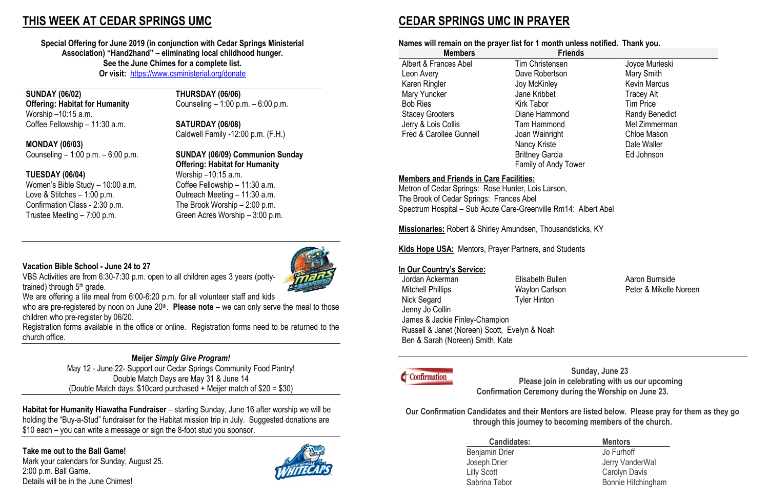# THIS WEEK AT CEDAR SPRINGS UMC

**Special Offering for June 2019 (in conjunction with Cedar Springs Ministerial Association) "Hand2hand" – eliminating local childhood hunger. See the June Chimes for a complete list.**
**Or visit:** https://www.csministerial.org/donate

**SUNDAY (06/02)**
**Offering: Habitat for Humanity**
Worship –10:15 a.m.
Coffee Fellowship – 11:30 a.m.

**MONDAY (06/03)**
Counseling – 1:00 p.m. – 6:00 p.m.

**TUESDAY (06/04)**
Women's Bible Study – 10:00 a.m.
Love & Stitches – 1:00 p.m.
Confirmation Class - 2:30 p.m.
Trustee Meeting – 7:00 p.m.

**THURSDAY (06/06)**
Counseling – 1:00 p.m. – 6:00 p.m.

**SATURDAY (06/08)**
Caldwell Family -12:00 p.m. (F.H.)

**SUNDAY (06/09) Communion Sunday**
**Offering: Habitat for Humanity**
Worship –10:15 a.m.
Coffee Fellowship – 11:30 a.m.
Outreach Meeting – 11:30 a.m.
The Brook Worship – 2:00 p.m.
Green Acres Worship – 3:00 p.m.

**Vacation Bible School - June 24 to 27**
VBS Activities are from 6:30-7:30 p.m. open to all children ages 3 years (potty-trained) through 5th grade.
We are offering a lite meal from 6:00-6:20 p.m. for all volunteer staff and kids who are pre-registered by noon on June 20th. **Please note** – we can only serve the meal to those children who pre-register by 06/20.
Registration forms available in the office or online. Registration forms need to be returned to the church office.

**Meijer *Simply Give Program!***
May 12 - June 22- Support our Cedar Springs Community Food Pantry!
Double Match Days are May 31 & June 14
(Double Match days: $10card purchased + Meijer match of $20 = $30)

**Habitat for Humanity Hiawatha Fundraiser** – starting Sunday, June 16 after worship we will be holding the "Buy-a-Stud" fundraiser for the Habitat mission trip in July. Suggested donations are $10 each – you can write a message or sign the 8-foot stud you sponsor.

**Take me out to the Ball Game!**
Mark your calendars for Sunday, August 25.
2:00 p.m. Ball Game.
Details will be in the June Chimes!

# CEDAR SPRINGS UMC IN PRAYER

**Names will remain on the prayer list for 1 month unless notified. Thank you.**

| Members | Friends | |
|---|---|---|
| Albert & Frances Abel | Tim Christensen | Joyce Murieski |
| Leon Avery | Dave Robertson | Mary Smith |
| Karen Ringler | Joy McKinley | Kevin Marcus |
| Mary Yuncker | Jane Kribbet | Tracey Alt |
| Bob Ries | Kirk Tabor | Tim Price |
| Stacey Grooters | Diane Hammond | Randy Benedict |
| Jerry & Lois Collis | Tam Hammond | Mel Zimmerman |
| Fred & Carollee Gunnell | Joan Wainright | Chloe Mason |
| | Nancy Kriste | Dale Waller |
| | Brittney Garcia | Ed Johnson |
| | Family of Andy Tower | |

**Members and Friends in Care Facilities:**
Metron of Cedar Springs: Rose Hunter, Lois Larson,
The Brook of Cedar Springs: Frances Abel
Spectrum Hospital – Sub Acute Care-Greenville Rm14: Albert Abel

**Missionaries:** Robert & Shirley Amundsen, Thousandsticks, KY

**Kids Hope USA:** Mentors, Prayer Partners, and Students

**In Our Country's Service:**

Jordan Ackerman
Mitchell Phillips
Nick Segard
Jenny Jo Collin
James & Jackie Finley-Champion
Russell & Janet (Noreen) Scott, Evelyn & Noah
Ben & Sarah (Noreen) Smith, Kate
Elisabeth Bullen
Waylon Carlson
Tyler Hinton
Aaron Burnside
Peter & Mikelle Noreen

Confirmation

**Sunday, June 23**
**Please join in celebrating with us our upcoming Confirmation Ceremony during the Worship on June 23.**

**Our Confirmation Candidates and their Mentors are listed below. Please pray for them as they go through this journey to becoming members of the church.**

| Candidates: | Mentors |
|---|---|
| Benjamin Drier | Jo Furhoff |
| Joseph Drier | Jerry VanderWal |
| Lilly Scott | Carolyn Davis |
| Sabrina Tabor | Bonnie Hitchingham |